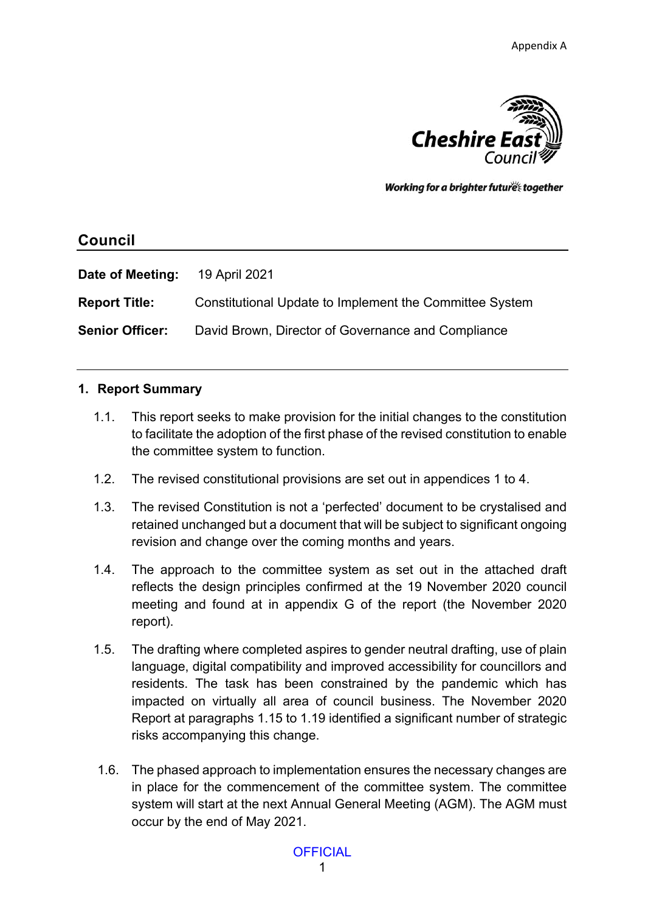Appendix A

Cheshire East Council

*Working for a brighter future together*

## Council

**Date of Meeting:** 19 April 2021

**Report Title:** Constitutional Update to Implement the Committee System

**Senior Officer:** David Brown, Director of Governance and Compliance

---

### 1. Report Summary

1.1. This report seeks to make provision for the initial changes to the constitution to facilitate the adoption of the first phase of the revised constitution to enable the committee system to function.

1.2. The revised constitutional provisions are set out in appendices 1 to 4.

1.3. The revised Constitution is not a 'perfected' document to be crystalised and retained unchanged but a document that will be subject to significant ongoing revision and change over the coming months and years.

1.4. The approach to the committee system as set out in the attached draft reflects the design principles confirmed at the 19 November 2020 council meeting and found at in appendix G of the report (the November 2020 report).

1.5. The drafting where completed aspires to gender neutral drafting, use of plain language, digital compatibility and improved accessibility for councillors and residents. The task has been constrained by the pandemic which has impacted on virtually all area of council business. The November 2020 Report at paragraphs 1.15 to 1.19 identified a significant number of strategic risks accompanying this change.

1.6. The phased approach to implementation ensures the necessary changes are in place for the commencement of the committee system. The committee system will start at the next Annual General Meeting (AGM). The AGM must occur by the end of May 2021.

OFFICIAL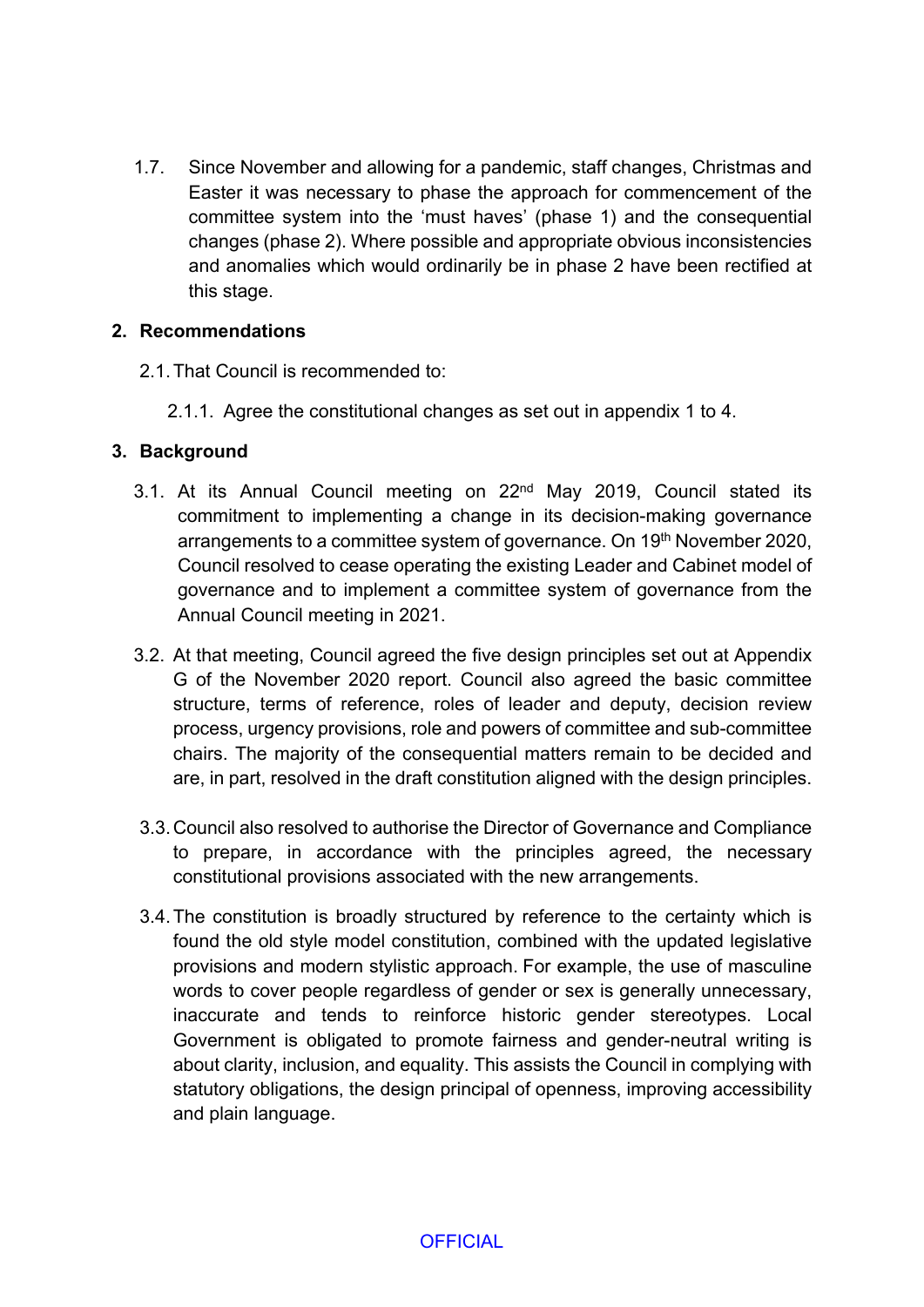1.7. Since November and allowing for a pandemic, staff changes, Christmas and Easter it was necessary to phase the approach for commencement of the committee system into the 'must haves' (phase 1) and the consequential changes (phase 2). Where possible and appropriate obvious inconsistencies and anomalies which would ordinarily be in phase 2 have been rectified at this stage.

## 2. Recommendations

2.1. That Council is recommended to:

2.1.1. Agree the constitutional changes as set out in appendix 1 to 4.

## 3. Background

3.1. At its Annual Council meeting on 22nd May 2019, Council stated its commitment to implementing a change in its decision-making governance arrangements to a committee system of governance. On 19th November 2020, Council resolved to cease operating the existing Leader and Cabinet model of governance and to implement a committee system of governance from the Annual Council meeting in 2021.

3.2. At that meeting, Council agreed the five design principles set out at Appendix G of the November 2020 report. Council also agreed the basic committee structure, terms of reference, roles of leader and deputy, decision review process, urgency provisions, role and powers of committee and sub-committee chairs. The majority of the consequential matters remain to be decided and are, in part, resolved in the draft constitution aligned with the design principles.

3.3. Council also resolved to authorise the Director of Governance and Compliance to prepare, in accordance with the principles agreed, the necessary constitutional provisions associated with the new arrangements.

3.4. The constitution is broadly structured by reference to the certainty which is found the old style model constitution, combined with the updated legislative provisions and modern stylistic approach. For example, the use of masculine words to cover people regardless of gender or sex is generally unnecessary, inaccurate and tends to reinforce historic gender stereotypes. Local Government is obligated to promote fairness and gender-neutral writing is about clarity, inclusion, and equality. This assists the Council in complying with statutory obligations, the design principal of openness, improving accessibility and plain language.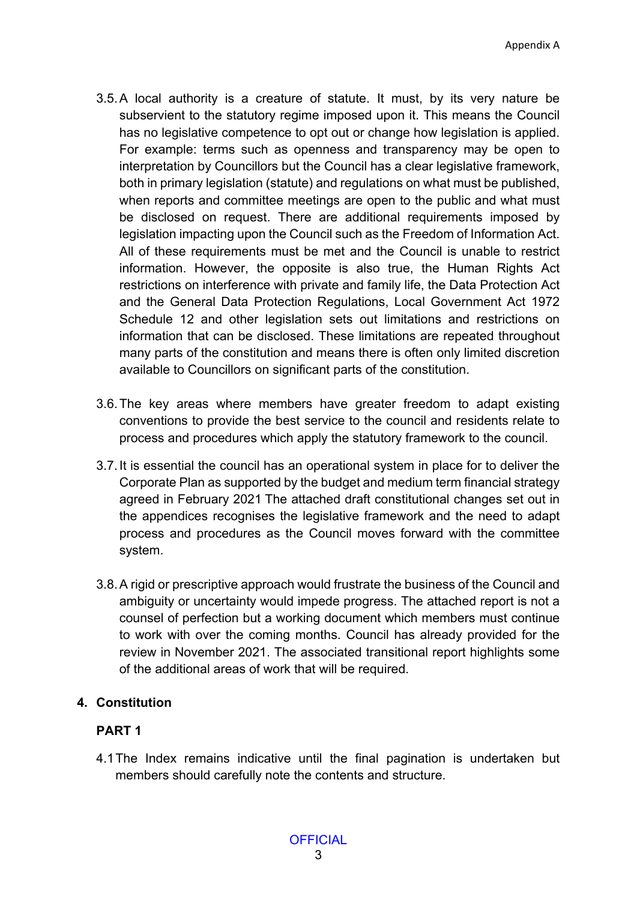3.5. A local authority is a creature of statute. It must, by its very nature be subservient to the statutory regime imposed upon it. This means the Council has no legislative competence to opt out or change how legislation is applied. For example: terms such as openness and transparency may be open to interpretation by Councillors but the Council has a clear legislative framework, both in primary legislation (statute) and regulations on what must be published, when reports and committee meetings are open to the public and what must be disclosed on request. There are additional requirements imposed by legislation impacting upon the Council such as the Freedom of Information Act. All of these requirements must be met and the Council is unable to restrict information. However, the opposite is also true, the Human Rights Act restrictions on interference with private and family life, the Data Protection Act and the General Data Protection Regulations, Local Government Act 1972 Schedule 12 and other legislation sets out limitations and restrictions on information that can be disclosed. These limitations are repeated throughout many parts of the constitution and means there is often only limited discretion available to Councillors on significant parts of the constitution.

3.6. The key areas where members have greater freedom to adapt existing conventions to provide the best service to the council and residents relate to process and procedures which apply the statutory framework to the council.

3.7. It is essential the council has an operational system in place for to deliver the Corporate Plan as supported by the budget and medium term financial strategy agreed in February 2021 The attached draft constitutional changes set out in the appendices recognises the legislative framework and the need to adapt process and procedures as the Council moves forward with the committee system.

3.8. A rigid or prescriptive approach would frustrate the business of the Council and ambiguity or uncertainty would impede progress. The attached report is not a counsel of perfection but a working document which members must continue to work with over the coming months. Council has already provided for the review in November 2021. The associated transitional report highlights some of the additional areas of work that will be required.

## 4. Constitution

### PART 1

4.1 The Index remains indicative until the final pagination is undertaken but members should carefully note the contents and structure.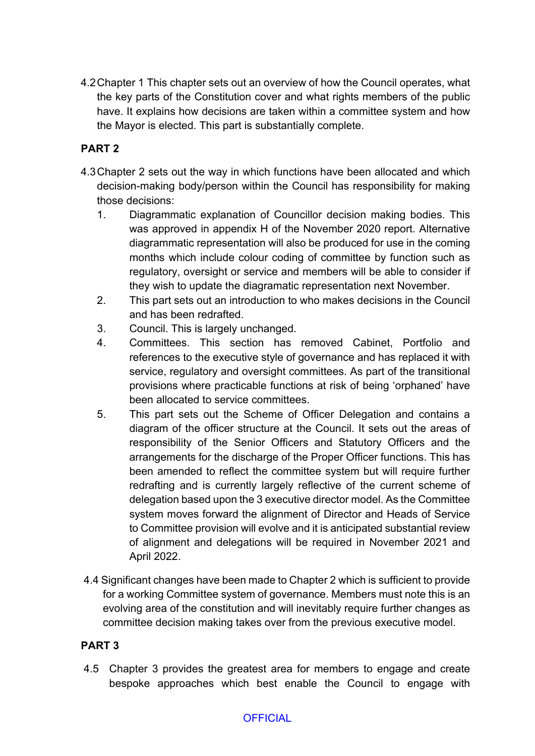4.2 Chapter 1 This chapter sets out an overview of how the Council operates, what the key parts of the Constitution cover and what rights members of the public have. It explains how decisions are taken within a committee system and how the Mayor is elected. This part is substantially complete.

**PART 2**

4.3 Chapter 2 sets out the way in which functions have been allocated and which decision-making body/person within the Council has responsibility for making those decisions:

1. Diagrammatic explanation of Councillor decision making bodies. This was approved in appendix H of the November 2020 report. Alternative diagrammatic representation will also be produced for use in the coming months which include colour coding of committee by function such as regulatory, oversight or service and members will be able to consider if they wish to update the diagramatic representation next November.
2. This part sets out an introduction to who makes decisions in the Council and has been redrafted.
3. Council. This is largely unchanged.
4. Committees. This section has removed Cabinet, Portfolio and references to the executive style of governance and has replaced it with service, regulatory and oversight committees. As part of the transitional provisions where practicable functions at risk of being 'orphaned' have been allocated to service committees.
5. This part sets out the Scheme of Officer Delegation and contains a diagram of the officer structure at the Council. It sets out the areas of responsibility of the Senior Officers and Statutory Officers and the arrangements for the discharge of the Proper Officer functions. This has been amended to reflect the committee system but will require further redrafting and is currently largely reflective of the current scheme of delegation based upon the 3 executive director model. As the Committee system moves forward the alignment of Director and Heads of Service to Committee provision will evolve and it is anticipated substantial review of alignment and delegations will be required in November 2021 and April 2022.

4.4 Significant changes have been made to Chapter 2 which is sufficient to provide for a working Committee system of governance. Members must note this is an evolving area of the constitution and will inevitably require further changes as committee decision making takes over from the previous executive model.

**PART 3**

4.5 Chapter 3 provides the greatest area for members to engage and create bespoke approaches which best enable the Council to engage with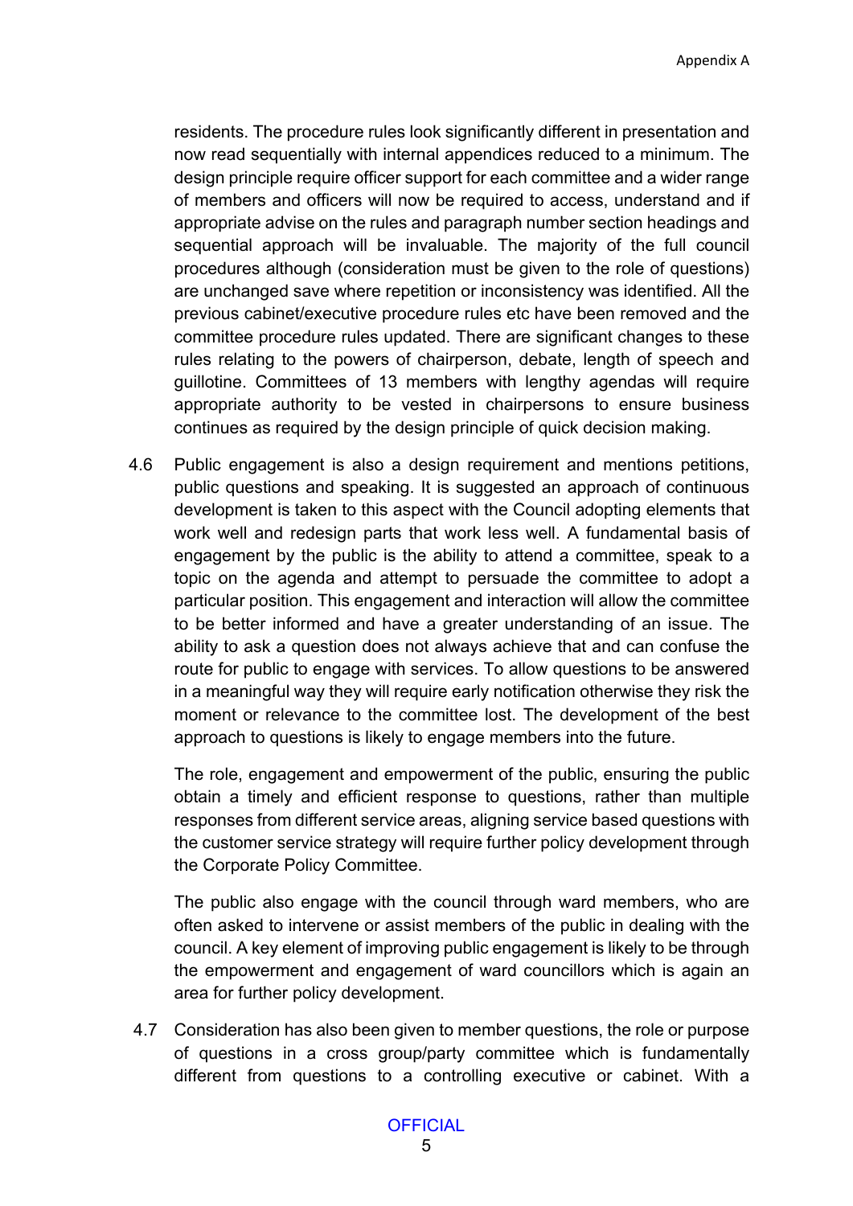residents. The procedure rules look significantly different in presentation and now read sequentially with internal appendices reduced to a minimum. The design principle require officer support for each committee and a wider range of members and officers will now be required to access, understand and if appropriate advise on the rules and paragraph number section headings and sequential approach will be invaluable. The majority of the full council procedures although (consideration must be given to the role of questions) are unchanged save where repetition or inconsistency was identified. All the previous cabinet/executive procedure rules etc have been removed and the committee procedure rules updated. There are significant changes to these rules relating to the powers of chairperson, debate, length of speech and guillotine. Committees of 13 members with lengthy agendas will require appropriate authority to be vested in chairpersons to ensure business continues as required by the design principle of quick decision making.

4.6 Public engagement is also a design requirement and mentions petitions, public questions and speaking. It is suggested an approach of continuous development is taken to this aspect with the Council adopting elements that work well and redesign parts that work less well. A fundamental basis of engagement by the public is the ability to attend a committee, speak to a topic on the agenda and attempt to persuade the committee to adopt a particular position. This engagement and interaction will allow the committee to be better informed and have a greater understanding of an issue. The ability to ask a question does not always achieve that and can confuse the route for public to engage with services. To allow questions to be answered in a meaningful way they will require early notification otherwise they risk the moment or relevance to the committee lost. The development of the best approach to questions is likely to engage members into the future.

The role, engagement and empowerment of the public, ensuring the public obtain a timely and efficient response to questions, rather than multiple responses from different service areas, aligning service based questions with the customer service strategy will require further policy development through the Corporate Policy Committee.

The public also engage with the council through ward members, who are often asked to intervene or assist members of the public in dealing with the council. A key element of improving public engagement is likely to be through the empowerment and engagement of ward councillors which is again an area for further policy development.

4.7 Consideration has also been given to member questions, the role or purpose of questions in a cross group/party committee which is fundamentally different from questions to a controlling executive or cabinet. With a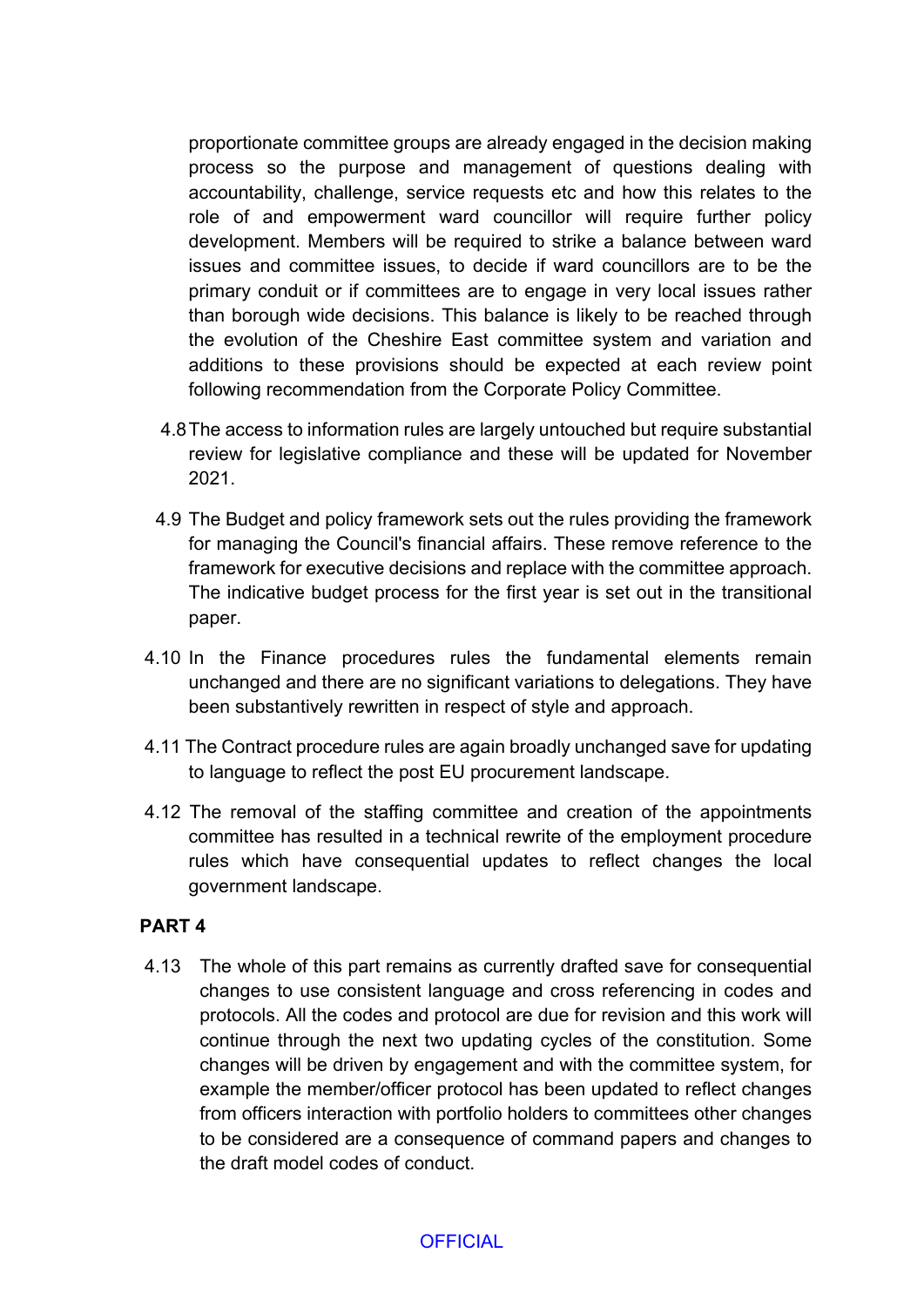proportionate committee groups are already engaged in the decision making process so the purpose and management of questions dealing with accountability, challenge, service requests etc and how this relates to the role of and empowerment ward councillor will require further policy development. Members will be required to strike a balance between ward issues and committee issues, to decide if ward councillors are to be the primary conduit or if committees are to engage in very local issues rather than borough wide decisions. This balance is likely to be reached through the evolution of the Cheshire East committee system and variation and additions to these provisions should be expected at each review point following recommendation from the Corporate Policy Committee.

4.8 The access to information rules are largely untouched but require substantial review for legislative compliance and these will be updated for November 2021.

4.9 The Budget and policy framework sets out the rules providing the framework for managing the Council's financial affairs. These remove reference to the framework for executive decisions and replace with the committee approach. The indicative budget process for the first year is set out in the transitional paper.

4.10 In the Finance procedures rules the fundamental elements remain unchanged and there are no significant variations to delegations. They have been substantively rewritten in respect of style and approach.

4.11 The Contract procedure rules are again broadly unchanged save for updating to language to reflect the post EU procurement landscape.

4.12 The removal of the staffing committee and creation of the appointments committee has resulted in a technical rewrite of the employment procedure rules which have consequential updates to reflect changes the local government landscape.

**PART 4**

4.13 The whole of this part remains as currently drafted save for consequential changes to use consistent language and cross referencing in codes and protocols. All the codes and protocol are due for revision and this work will continue through the next two updating cycles of the constitution. Some changes will be driven by engagement and with the committee system, for example the member/officer protocol has been updated to reflect changes from officers interaction with portfolio holders to committees other changes to be considered are a consequence of command papers and changes to the draft model codes of conduct.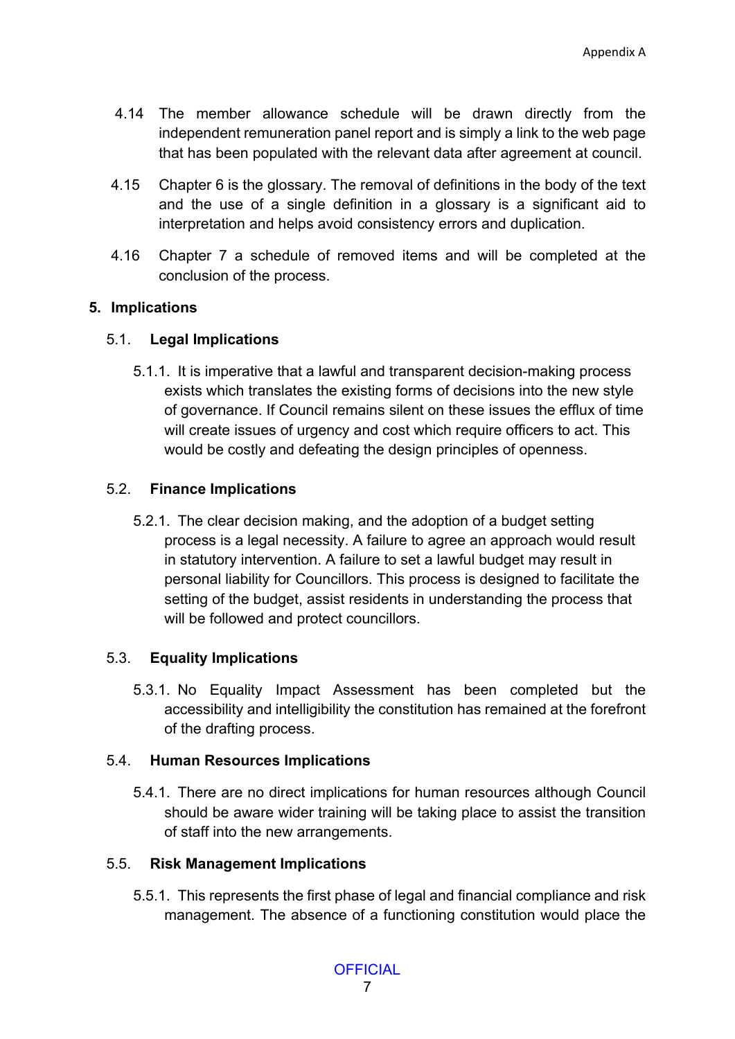4.14 The member allowance schedule will be drawn directly from the independent remuneration panel report and is simply a link to the web page that has been populated with the relevant data after agreement at council.

4.15 Chapter 6 is the glossary. The removal of definitions in the body of the text and the use of a single definition in a glossary is a significant aid to interpretation and helps avoid consistency errors and duplication.

4.16 Chapter 7 a schedule of removed items and will be completed at the conclusion of the process.

## 5. Implications

### 5.1. Legal Implications

5.1.1. It is imperative that a lawful and transparent decision-making process exists which translates the existing forms of decisions into the new style of governance. If Council remains silent on these issues the efflux of time will create issues of urgency and cost which require officers to act. This would be costly and defeating the design principles of openness.

### 5.2. Finance Implications

5.2.1. The clear decision making, and the adoption of a budget setting process is a legal necessity. A failure to agree an approach would result in statutory intervention. A failure to set a lawful budget may result in personal liability for Councillors. This process is designed to facilitate the setting of the budget, assist residents in understanding the process that will be followed and protect councillors.

### 5.3. Equality Implications

5.3.1. No Equality Impact Assessment has been completed but the accessibility and intelligibility the constitution has remained at the forefront of the drafting process.

### 5.4. Human Resources Implications

5.4.1. There are no direct implications for human resources although Council should be aware wider training will be taking place to assist the transition of staff into the new arrangements.

### 5.5. Risk Management Implications

5.5.1. This represents the first phase of legal and financial compliance and risk management. The absence of a functioning constitution would place the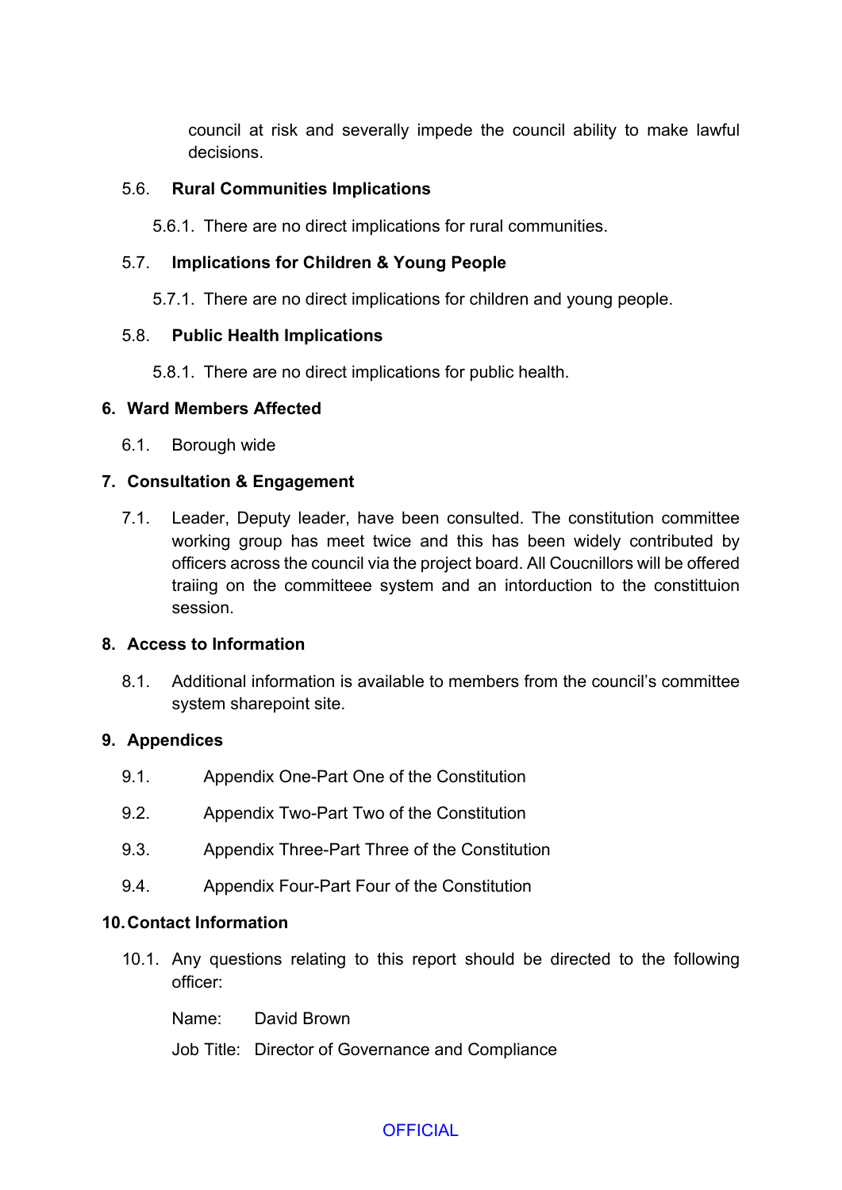council at risk and severally impede the council ability to make lawful decisions.

### 5.6. Rural Communities Implications

5.6.1. There are no direct implications for rural communities.

### 5.7. Implications for Children & Young People

5.7.1. There are no direct implications for children and young people.

### 5.8. Public Health Implications

5.8.1. There are no direct implications for public health.

## 6. Ward Members Affected

6.1. Borough wide

## 7. Consultation & Engagement

7.1. Leader, Deputy leader, have been consulted. The constitution committee working group has meet twice and this has been widely contributed by officers across the council via the project board. All Coucnillors will be offered traiing on the committeee system and an intorduction to the constittuion session.

## 8. Access to Information

8.1. Additional information is available to members from the council's committee system sharepoint site.

## 9. Appendices

9.1. Appendix One-Part One of the Constitution

9.2. Appendix Two-Part Two of the Constitution

9.3. Appendix Three-Part Three of the Constitution

9.4. Appendix Four-Part Four of the Constitution

## 10. Contact Information

10.1. Any questions relating to this report should be directed to the following officer:

Name: David Brown

Job Title: Director of Governance and Compliance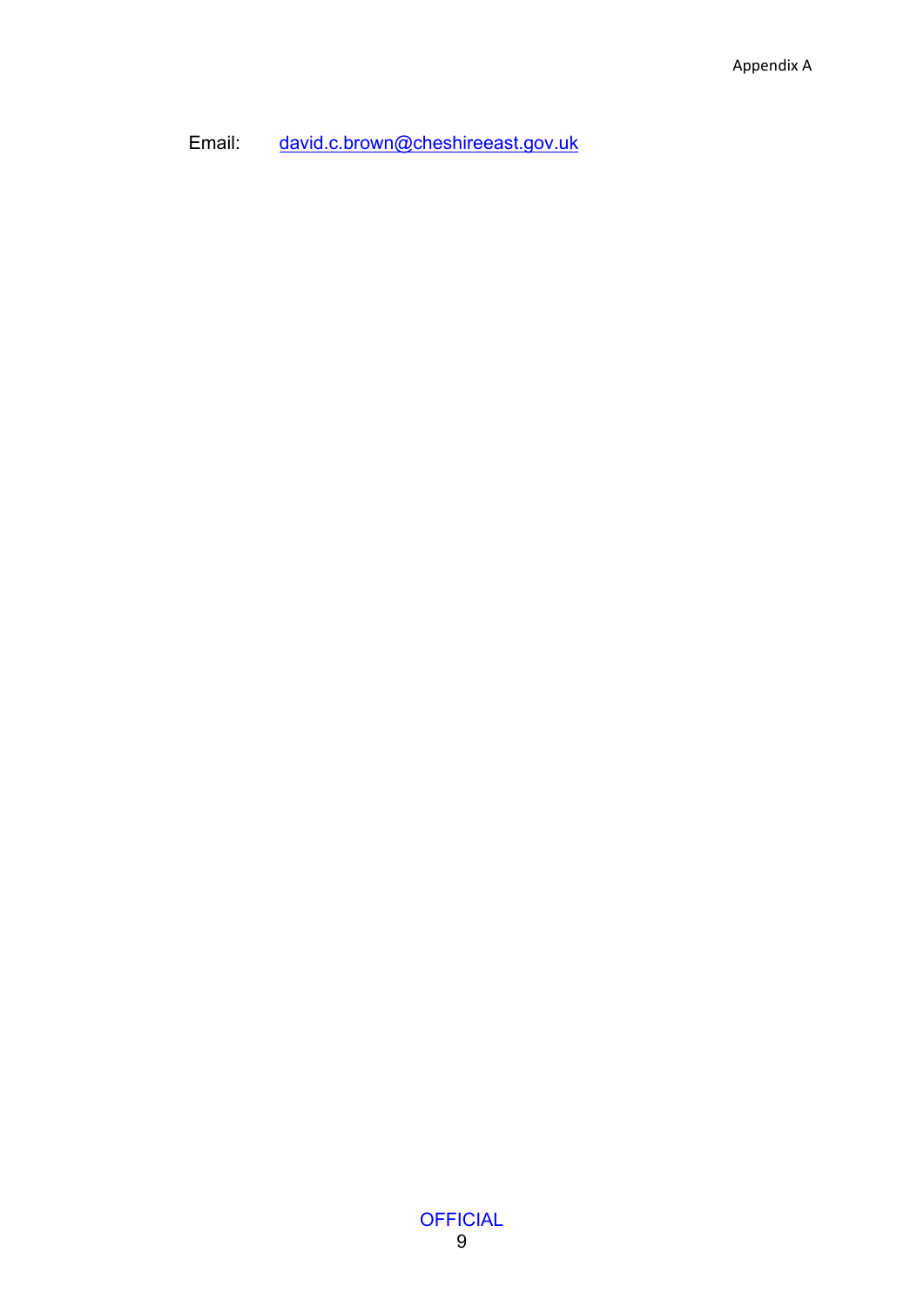Email: david.c.brown@cheshireeast.gov.uk